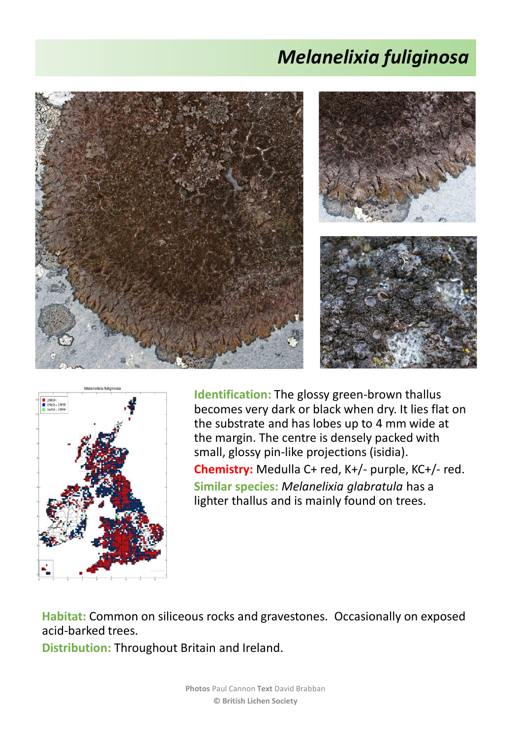# *Melanelixia fuliginosa*

**Identification:** The glossy green-brown thallus becomes very dark or black when dry. It lies flat on the substrate and has lobes up to 4 mm wide at the margin. The centre is densely packed with small, glossy pin-like projections (isidia).

**Chemistry:** Medulla C+ red, K+/- purple, KC+/- red.

**Similar species:** *Melanelixia glabratula* has a lighter thallus and is mainly found on trees.

**Habitat:** Common on siliceous rocks and gravestones. Occasionally on exposed acid-barked trees.

**Distribution:** Throughout Britain and Ireland.

**Photos** Paul Cannon **Text** David Brabban
© British Lichen Society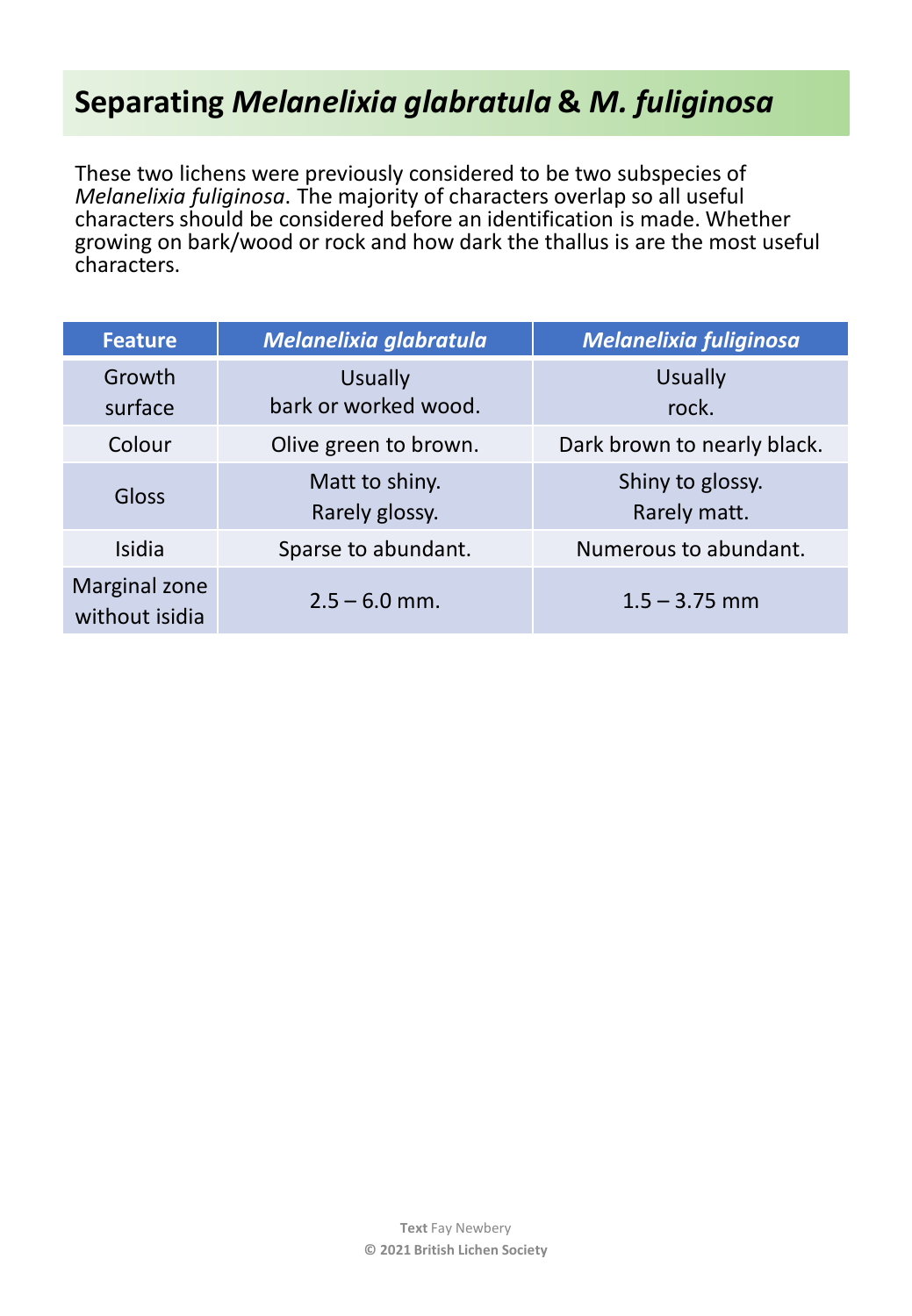# Separating *Melanelixia glabratula* & *M. fuliginosa*

These two lichens were previously considered to be two subspecies of *Melanelixia fuliginosa*. The majority of characters overlap so all useful characters should be considered before an identification is made. Whether growing on bark/wood or rock and how dark the thallus is are the most useful characters.

| Feature | *Melanelixia glabratula* | *Melanelixia fuliginosa* |
|---|---|---|
| Growth surface | Usually bark or worked wood. | Usually rock. |
| Colour | Olive green to brown. | Dark brown to nearly black. |
| Gloss | Matt to shiny. Rarely glossy. | Shiny to glossy. Rarely matt. |
| Isidia | Sparse to abundant. | Numerous to abundant. |
| Marginal zone without isidia | 2.5 – 6.0 mm. | 1.5 – 3.75 mm |

**Text** Fay Newbery

**© 2021 British Lichen Society**